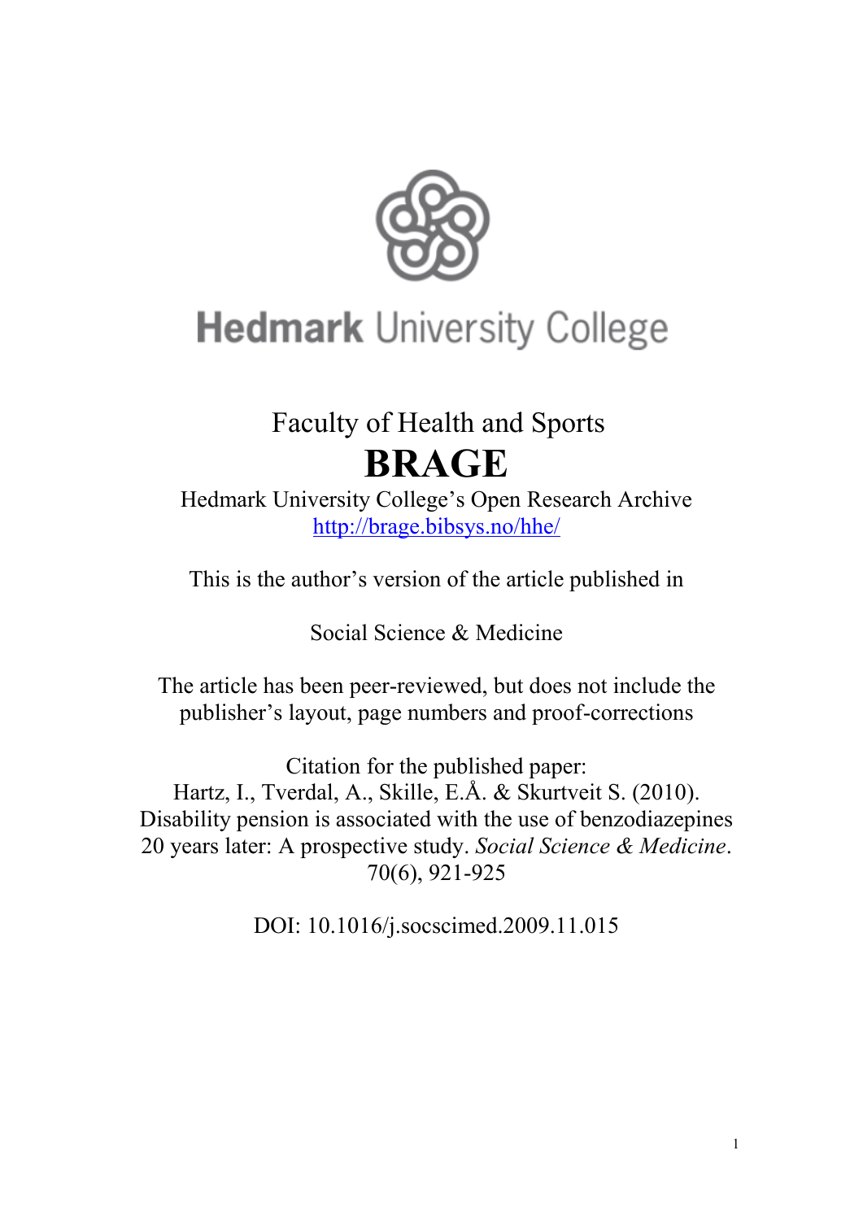Hedmark University College

Faculty of Health and Sports

# BRAGE

Hedmark University College's Open Research Archive
http://brage.bibsys.no/hhe/

This is the author's version of the article published in

Social Science & Medicine

The article has been peer-reviewed, but does not include the publisher's layout, page numbers and proof-corrections

Citation for the published paper:
Hartz, I., Tverdal, A., Skille, E.Å. & Skurtveit S. (2010). Disability pension is associated with the use of benzodiazepines 20 years later: A prospective study. *Social Science & Medicine*. 70(6), 921-925

DOI: 10.1016/j.socscimed.2009.11.015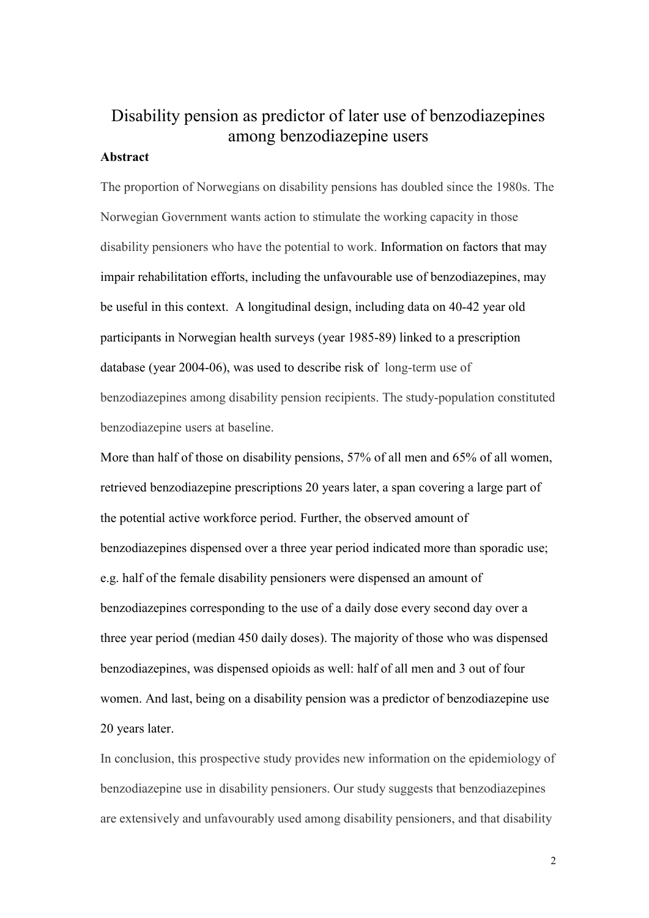# Disability pension as predictor of later use of benzodiazepines among benzodiazepine users

**Abstract**

The proportion of Norwegians on disability pensions has doubled since the 1980s. The Norwegian Government wants action to stimulate the working capacity in those disability pensioners who have the potential to work. Information on factors that may impair rehabilitation efforts, including the unfavourable use of benzodiazepines, may be useful in this context. A longitudinal design, including data on 40-42 year old participants in Norwegian health surveys (year 1985-89) linked to a prescription database (year 2004-06), was used to describe risk of long-term use of benzodiazepines among disability pension recipients. The study-population constituted benzodiazepine users at baseline.

More than half of those on disability pensions, 57% of all men and 65% of all women, retrieved benzodiazepine prescriptions 20 years later, a span covering a large part of the potential active workforce period. Further, the observed amount of benzodiazepines dispensed over a three year period indicated more than sporadic use; e.g. half of the female disability pensioners were dispensed an amount of benzodiazepines corresponding to the use of a daily dose every second day over a three year period (median 450 daily doses). The majority of those who was dispensed benzodiazepines, was dispensed opioids as well: half of all men and 3 out of four women. And last, being on a disability pension was a predictor of benzodiazepine use 20 years later.

In conclusion, this prospective study provides new information on the epidemiology of benzodiazepine use in disability pensioners. Our study suggests that benzodiazepines are extensively and unfavourably used among disability pensioners, and that disability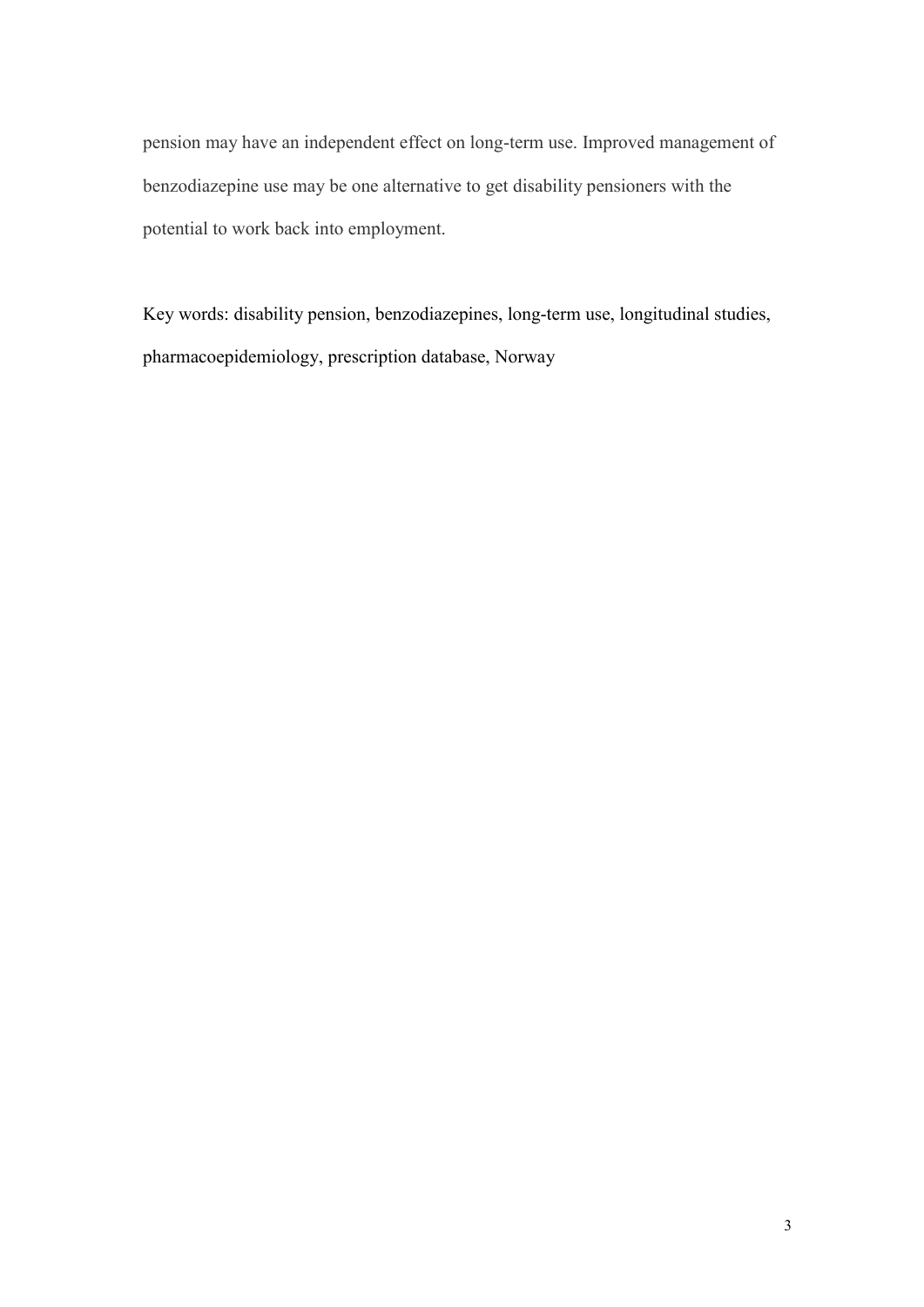pension may have an independent effect on long-term use. Improved management of benzodiazepine use may be one alternative to get disability pensioners with the potential to work back into employment.

Key words: disability pension, benzodiazepines, long-term use, longitudinal studies, pharmacoepidemiology, prescription database, Norway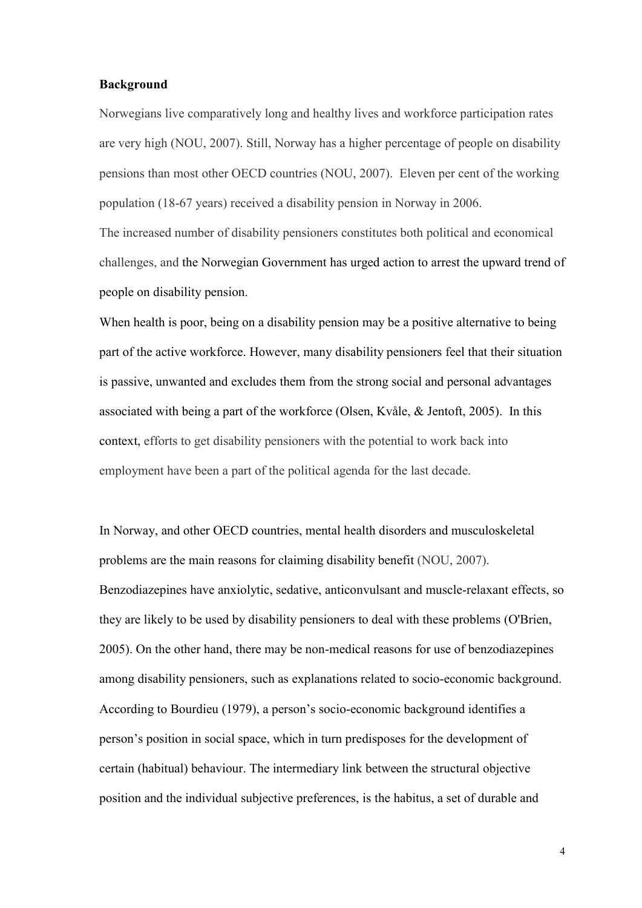**Background**

Norwegians live comparatively long and healthy lives and workforce participation rates are very high (NOU, 2007). Still, Norway has a higher percentage of people on disability pensions than most other OECD countries (NOU, 2007). Eleven per cent of the working population (18-67 years) received a disability pension in Norway in 2006.
The increased number of disability pensioners constitutes both political and economical challenges, and the Norwegian Government has urged action to arrest the upward trend of people on disability pension.
When health is poor, being on a disability pension may be a positive alternative to being part of the active workforce. However, many disability pensioners feel that their situation is passive, unwanted and excludes them from the strong social and personal advantages associated with being a part of the workforce (Olsen, Kvåle, & Jentoft, 2005). In this context, efforts to get disability pensioners with the potential to work back into employment have been a part of the political agenda for the last decade.

In Norway, and other OECD countries, mental health disorders and musculoskeletal problems are the main reasons for claiming disability benefit (NOU, 2007). Benzodiazepines have anxiolytic, sedative, anticonvulsant and muscle-relaxant effects, so they are likely to be used by disability pensioners to deal with these problems (O'Brien, 2005). On the other hand, there may be non-medical reasons for use of benzodiazepines among disability pensioners, such as explanations related to socio-economic background. According to Bourdieu (1979), a person's socio-economic background identifies a person's position in social space, which in turn predisposes for the development of certain (habitual) behaviour. The intermediary link between the structural objective position and the individual subjective preferences, is the habitus, a set of durable and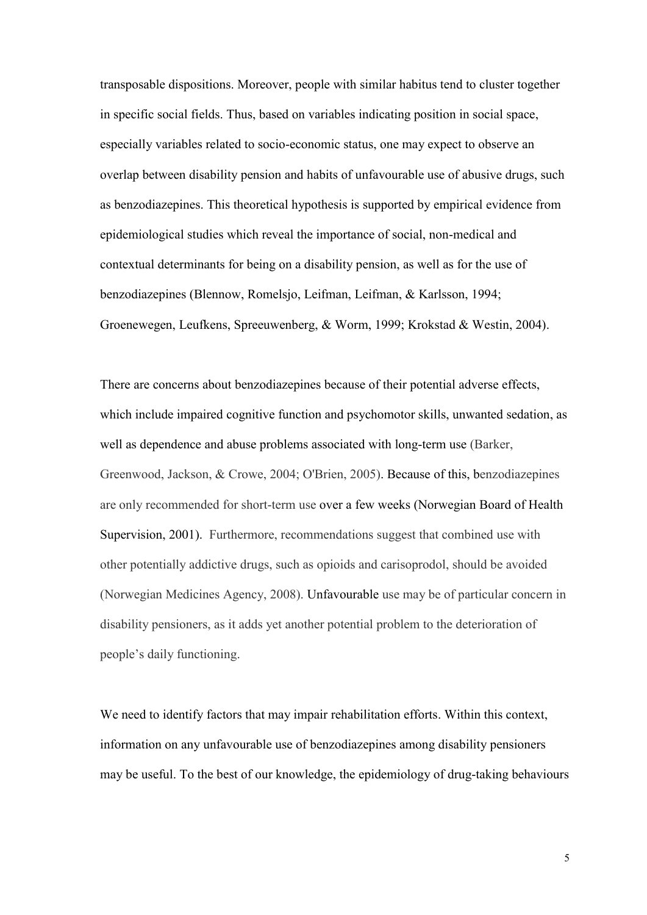transposable dispositions. Moreover, people with similar habitus tend to cluster together in specific social fields. Thus, based on variables indicating position in social space, especially variables related to socio-economic status, one may expect to observe an overlap between disability pension and habits of unfavourable use of abusive drugs, such as benzodiazepines. This theoretical hypothesis is supported by empirical evidence from epidemiological studies which reveal the importance of social, non-medical and contextual determinants for being on a disability pension, as well as for the use of benzodiazepines (Blennow, Romelsjo, Leifman, Leifman, & Karlsson, 1994; Groenewegen, Leufkens, Spreeuwenberg, & Worm, 1999; Krokstad & Westin, 2004).

There are concerns about benzodiazepines because of their potential adverse effects, which include impaired cognitive function and psychomotor skills, unwanted sedation, as well as dependence and abuse problems associated with long-term use (Barker, Greenwood, Jackson, & Crowe, 2004; O'Brien, 2005). Because of this, benzodiazepines are only recommended for short-term use over a few weeks (Norwegian Board of Health Supervision, 2001). Furthermore, recommendations suggest that combined use with other potentially addictive drugs, such as opioids and carisoprodol, should be avoided (Norwegian Medicines Agency, 2008). Unfavourable use may be of particular concern in disability pensioners, as it adds yet another potential problem to the deterioration of people's daily functioning.

We need to identify factors that may impair rehabilitation efforts. Within this context, information on any unfavourable use of benzodiazepines among disability pensioners may be useful. To the best of our knowledge, the epidemiology of drug-taking behaviours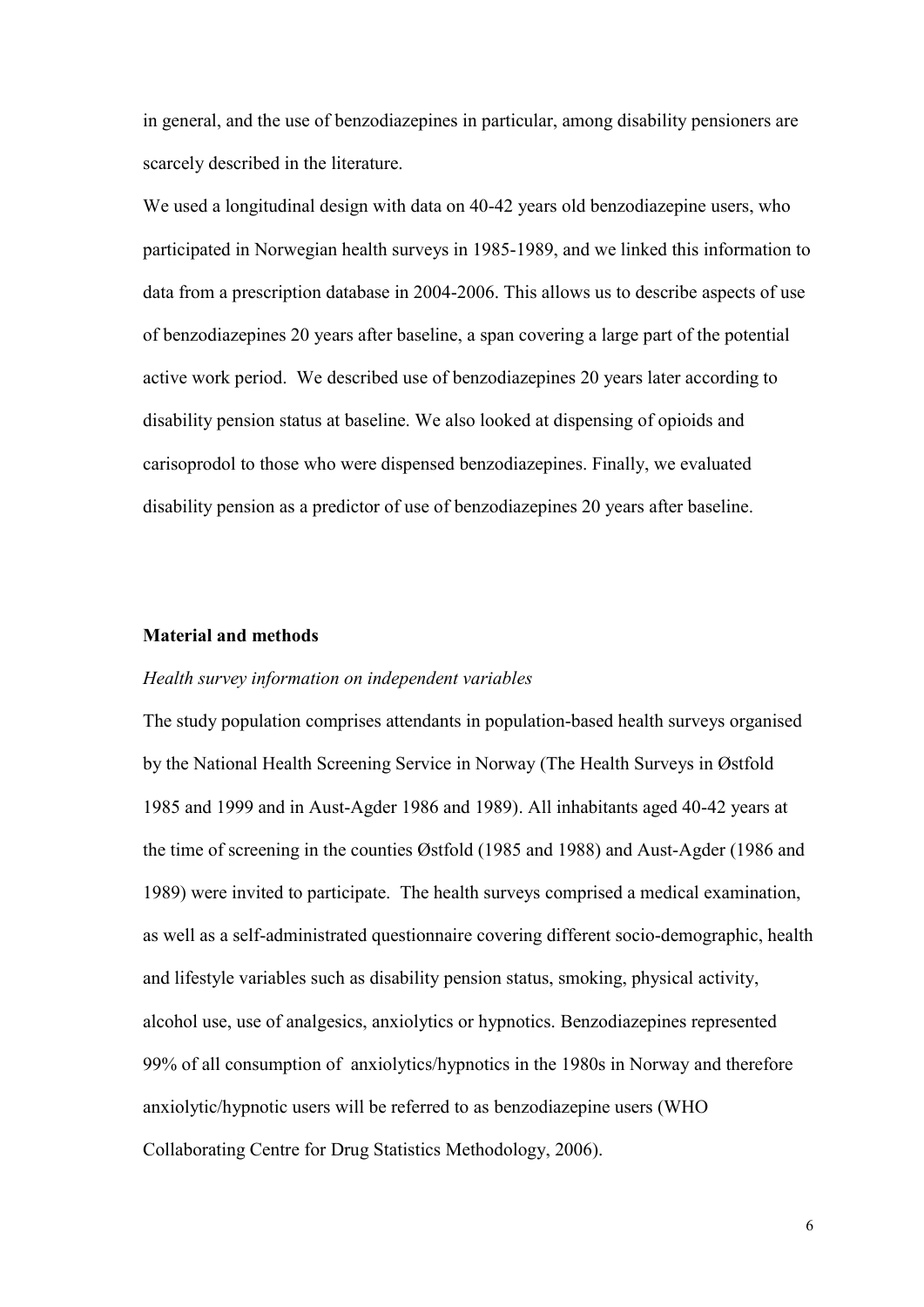in general, and the use of benzodiazepines in particular, among disability pensioners are scarcely described in the literature.

We used a longitudinal design with data on 40-42 years old benzodiazepine users, who participated in Norwegian health surveys in 1985-1989, and we linked this information to data from a prescription database in 2004-2006. This allows us to describe aspects of use of benzodiazepines 20 years after baseline, a span covering a large part of the potential active work period. We described use of benzodiazepines 20 years later according to disability pension status at baseline. We also looked at dispensing of opioids and carisoprodol to those who were dispensed benzodiazepines. Finally, we evaluated disability pension as a predictor of use of benzodiazepines 20 years after baseline.

## Material and methods

### *Health survey information on independent variables*

The study population comprises attendants in population-based health surveys organised by the National Health Screening Service in Norway (The Health Surveys in Østfold 1985 and 1999 and in Aust-Agder 1986 and 1989). All inhabitants aged 40-42 years at the time of screening in the counties Østfold (1985 and 1988) and Aust-Agder (1986 and 1989) were invited to participate. The health surveys comprised a medical examination, as well as a self-administrated questionnaire covering different socio-demographic, health and lifestyle variables such as disability pension status, smoking, physical activity, alcohol use, use of analgesics, anxiolytics or hypnotics. Benzodiazepines represented 99% of all consumption of anxiolytics/hypnotics in the 1980s in Norway and therefore anxiolytic/hypnotic users will be referred to as benzodiazepine users (WHO Collaborating Centre for Drug Statistics Methodology, 2006).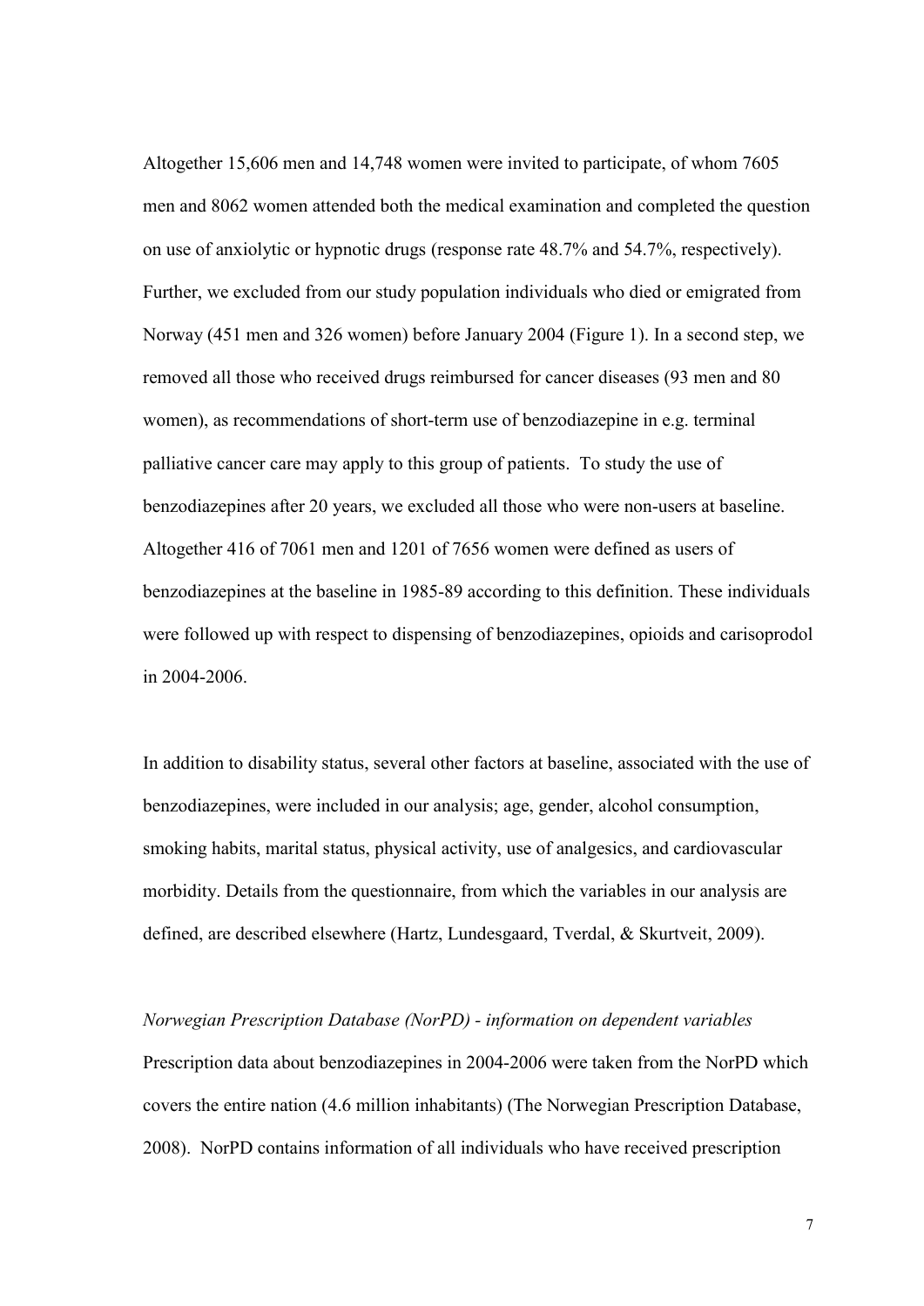Altogether 15,606 men and 14,748 women were invited to participate, of whom 7605 men and 8062 women attended both the medical examination and completed the question on use of anxiolytic or hypnotic drugs (response rate 48.7% and 54.7%, respectively). Further, we excluded from our study population individuals who died or emigrated from Norway (451 men and 326 women) before January 2004 (Figure 1). In a second step, we removed all those who received drugs reimbursed for cancer diseases (93 men and 80 women), as recommendations of short-term use of benzodiazepine in e.g. terminal palliative cancer care may apply to this group of patients. To study the use of benzodiazepines after 20 years, we excluded all those who were non-users at baseline. Altogether 416 of 7061 men and 1201 of 7656 women were defined as users of benzodiazepines at the baseline in 1985-89 according to this definition. These individuals were followed up with respect to dispensing of benzodiazepines, opioids and carisoprodol in 2004-2006.

In addition to disability status, several other factors at baseline, associated with the use of benzodiazepines, were included in our analysis; age, gender, alcohol consumption, smoking habits, marital status, physical activity, use of analgesics, and cardiovascular morbidity. Details from the questionnaire, from which the variables in our analysis are defined, are described elsewhere (Hartz, Lundesgaard, Tverdal, & Skurtveit, 2009).

*Norwegian Prescription Database (NorPD) - information on dependent variables*

Prescription data about benzodiazepines in 2004-2006 were taken from the NorPD which covers the entire nation (4.6 million inhabitants) (The Norwegian Prescription Database, 2008). NorPD contains information of all individuals who have received prescription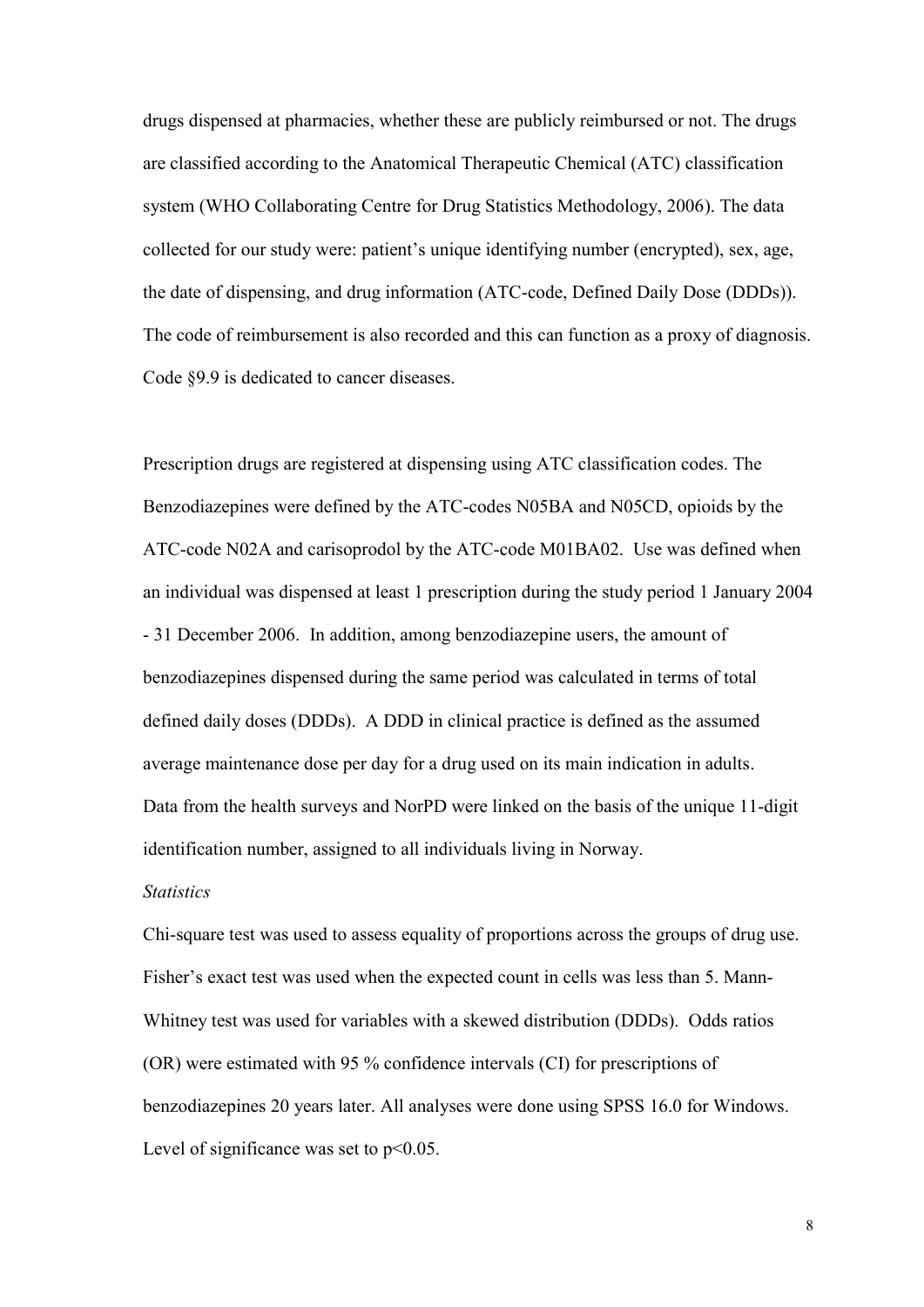drugs dispensed at pharmacies, whether these are publicly reimbursed or not. The drugs are classified according to the Anatomical Therapeutic Chemical (ATC) classification system (WHO Collaborating Centre for Drug Statistics Methodology, 2006). The data collected for our study were: patient's unique identifying number (encrypted), sex, age, the date of dispensing, and drug information (ATC-code, Defined Daily Dose (DDDs)). The code of reimbursement is also recorded and this can function as a proxy of diagnosis. Code §9.9 is dedicated to cancer diseases.

Prescription drugs are registered at dispensing using ATC classification codes. The Benzodiazepines were defined by the ATC-codes N05BA and N05CD, opioids by the ATC-code N02A and carisoprodol by the ATC-code M01BA02. Use was defined when an individual was dispensed at least 1 prescription during the study period 1 January 2004 - 31 December 2006. In addition, among benzodiazepine users, the amount of benzodiazepines dispensed during the same period was calculated in terms of total defined daily doses (DDDs). A DDD in clinical practice is defined as the assumed average maintenance dose per day for a drug used on its main indication in adults. Data from the health surveys and NorPD were linked on the basis of the unique 11-digit identification number, assigned to all individuals living in Norway.

*Statistics*

Chi-square test was used to assess equality of proportions across the groups of drug use. Fisher's exact test was used when the expected count in cells was less than 5. Mann-Whitney test was used for variables with a skewed distribution (DDDs). Odds ratios (OR) were estimated with 95 % confidence intervals (CI) for prescriptions of benzodiazepines 20 years later. All analyses were done using SPSS 16.0 for Windows. Level of significance was set to $p<0.05$.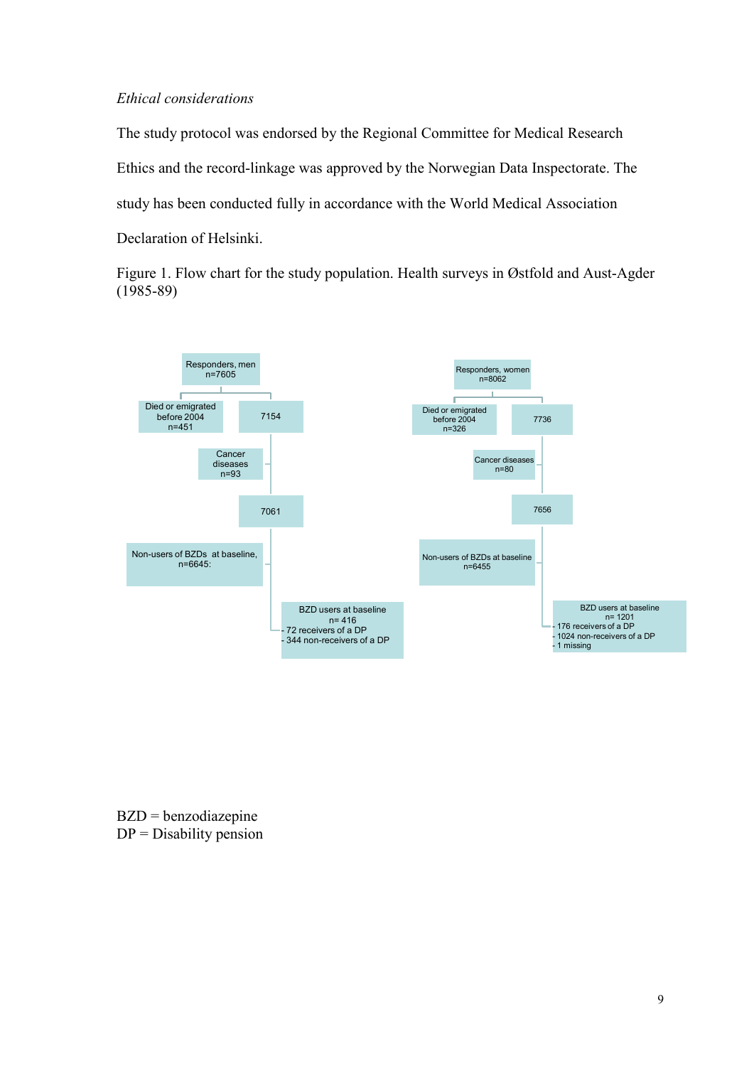*Ethical considerations*

The study protocol was endorsed by the Regional Committee for Medical Research Ethics and the record-linkage was approved by the Norwegian Data Inspectorate. The study has been conducted fully in accordance with the World Medical Association Declaration of Helsinki.

Figure 1. Flow chart for the study population. Health surveys in Østfold and Aust-Agder (1985-89)

**Men**

- Responders, men n=7605
  - Died or emigrated before 2004 n=451
  - 7154
    - Cancer diseases n=93
    - 7061
      - Non-users of BZDs at baseline, n=6645:
      - BZD users at baseline n= 416
        - 72 receivers of a DP
        - 344 non-receivers of a DP

**Women**

- Responders, women n=8062
  - Died or emigrated before 2004 n=326
  - 7736
    - Cancer diseases n=80
    - 7656
      - Non-users of BZDs at baseline n=6455
      - BZD users at baseline n= 1201
        - 176 receivers of a DP
        - 1024 non-receivers of a DP
        - 1 missing

BZD = benzodiazepine
DP = Disability pension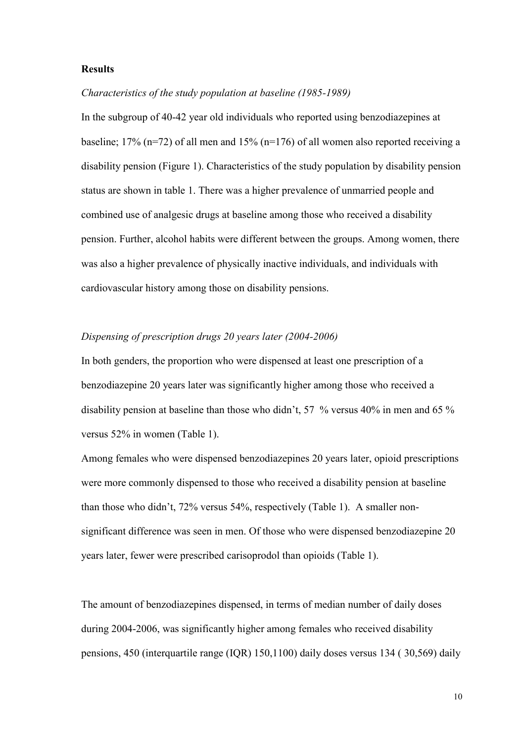## Results

*Characteristics of the study population at baseline (1985-1989)*

In the subgroup of 40-42 year old individuals who reported using benzodiazepines at baseline; 17% (n=72) of all men and 15% (n=176) of all women also reported receiving a disability pension (Figure 1). Characteristics of the study population by disability pension status are shown in table 1. There was a higher prevalence of unmarried people and combined use of analgesic drugs at baseline among those who received a disability pension. Further, alcohol habits were different between the groups. Among women, there was also a higher prevalence of physically inactive individuals, and individuals with cardiovascular history among those on disability pensions.

*Dispensing of prescription drugs 20 years later (2004-2006)*

In both genders, the proportion who were dispensed at least one prescription of a benzodiazepine 20 years later was significantly higher among those who received a disability pension at baseline than those who didn't, 57 % versus 40% in men and 65 % versus 52% in women (Table 1).

Among females who were dispensed benzodiazepines 20 years later, opioid prescriptions were more commonly dispensed to those who received a disability pension at baseline than those who didn't, 72% versus 54%, respectively (Table 1). A smaller non-significant difference was seen in men. Of those who were dispensed benzodiazepine 20 years later, fewer were prescribed carisoprodol than opioids (Table 1).

The amount of benzodiazepines dispensed, in terms of median number of daily doses during 2004-2006, was significantly higher among females who received disability pensions, 450 (interquartile range (IQR) 150,1100) daily doses versus 134 ( 30,569) daily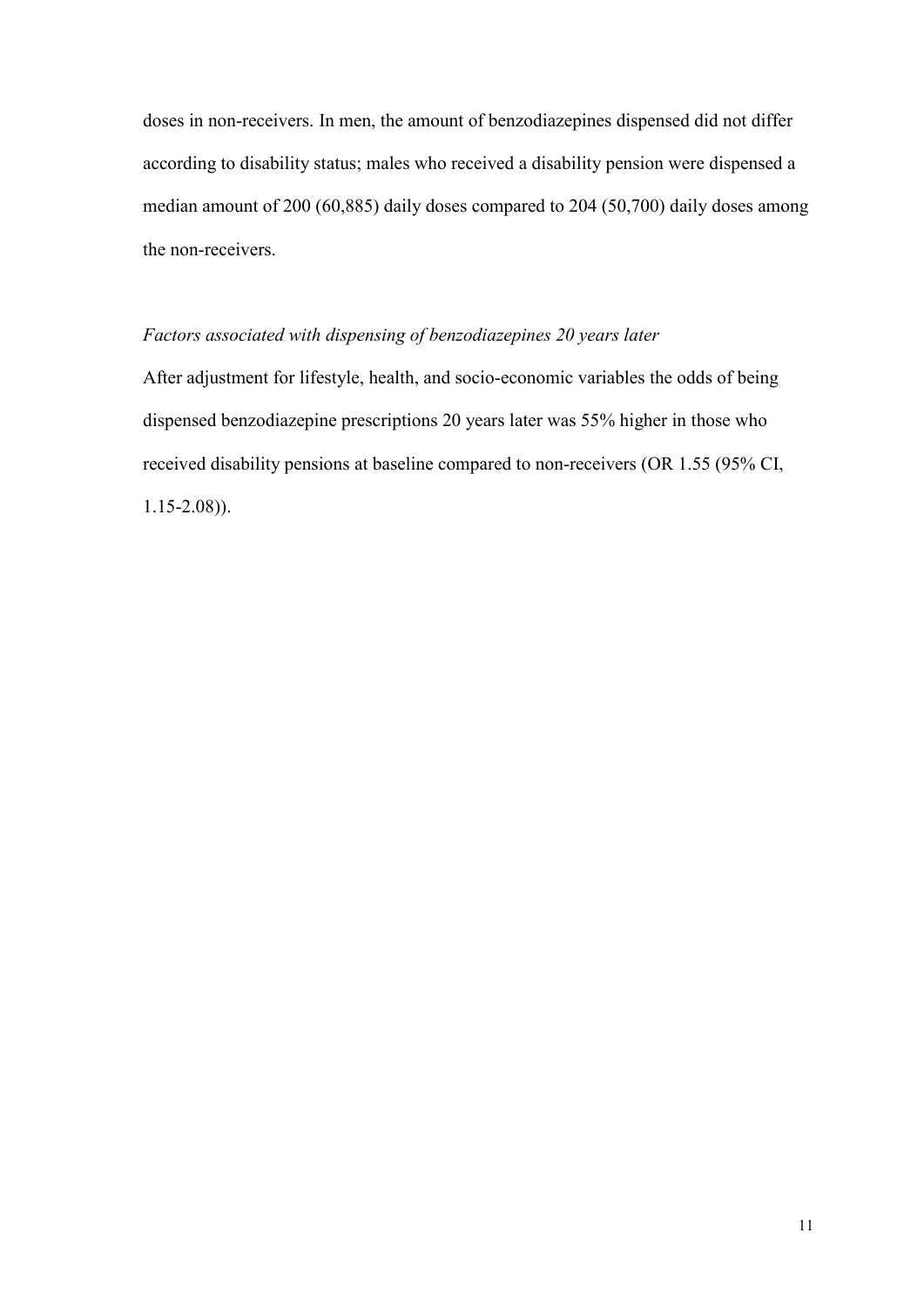doses in non-receivers. In men, the amount of benzodiazepines dispensed did not differ according to disability status; males who received a disability pension were dispensed a median amount of 200 (60,885) daily doses compared to 204 (50,700) daily doses among the non-receivers.

*Factors associated with dispensing of benzodiazepines 20 years later*

After adjustment for lifestyle, health, and socio-economic variables the odds of being dispensed benzodiazepine prescriptions 20 years later was 55% higher in those who received disability pensions at baseline compared to non-receivers (OR 1.55 (95% CI, 1.15-2.08)).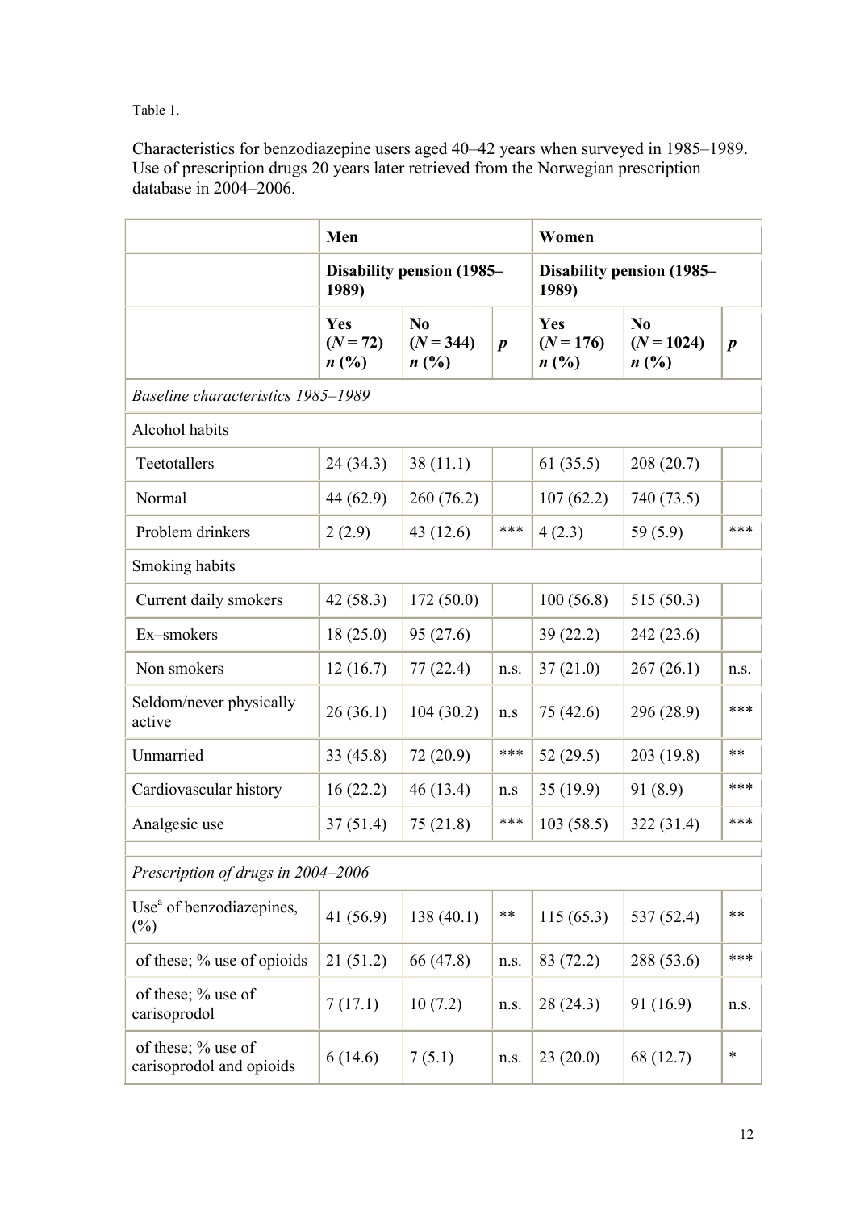Table 1.

Characteristics for benzodiazepine users aged 40–42 years when surveyed in 1985–1989. Use of prescription drugs 20 years later retrieved from the Norwegian prescription database in 2004–2006.

| | **Men** | | | **Women** | | |
|---|---|---|---|---|---|---|
| | **Disability pension (1985–1989)** | | | **Disability pension (1985–1989)** | | |
| | **Yes (*N* = 72) *n* (%)** | **No (*N* = 344) *n* (%)** | ***p*** | **Yes (*N* = 176) *n* (%)** | **No (*N* = 1024) *n* (%)** | ***p*** |
| *Baseline characteristics 1985–1989* | | | | | | |
| Alcohol habits | | | | | | |
| Teetotallers | 24 (34.3) | 38 (11.1) | | 61 (35.5) | 208 (20.7) | |
| Normal | 44 (62.9) | 260 (76.2) | | 107 (62.2) | 740 (73.5) | |
| Problem drinkers | 2 (2.9) | 43 (12.6) | *** | 4 (2.3) | 59 (5.9) | *** |
| Smoking habits | | | | | | |
| Current daily smokers | 42 (58.3) | 172 (50.0) | | 100 (56.8) | 515 (50.3) | |
| Ex–smokers | 18 (25.0) | 95 (27.6) | | 39 (22.2) | 242 (23.6) | |
| Non smokers | 12 (16.7) | 77 (22.4) | n.s. | 37 (21.0) | 267 (26.1) | n.s. |
| Seldom/never physically active | 26 (36.1) | 104 (30.2) | n.s | 75 (42.6) | 296 (28.9) | *** |
| Unmarried | 33 (45.8) | 72 (20.9) | *** | 52 (29.5) | 203 (19.8) | ** |
| Cardiovascular history | 16 (22.2) | 46 (13.4) | n.s | 35 (19.9) | 91 (8.9) | *** |
| Analgesic use | 37 (51.4) | 75 (21.8) | *** | 103 (58.5) | 322 (31.4) | *** |
| *Prescription of drugs in 2004–2006* | | | | | | |
| Use[a] of benzodiazepines, (%) | 41 (56.9) | 138 (40.1) | ** | 115 (65.3) | 537 (52.4) | ** |
| of these; % use of opioids | 21 (51.2) | 66 (47.8) | n.s. | 83 (72.2) | 288 (53.6) | *** |
| of these; % use of carisoprodol | 7 (17.1) | 10 (7.2) | n.s. | 28 (24.3) | 91 (16.9) | n.s. |
| of these; % use of carisoprodol and opioids | 6 (14.6) | 7 (5.1) | n.s. | 23 (20.0) | 68 (12.7) | * |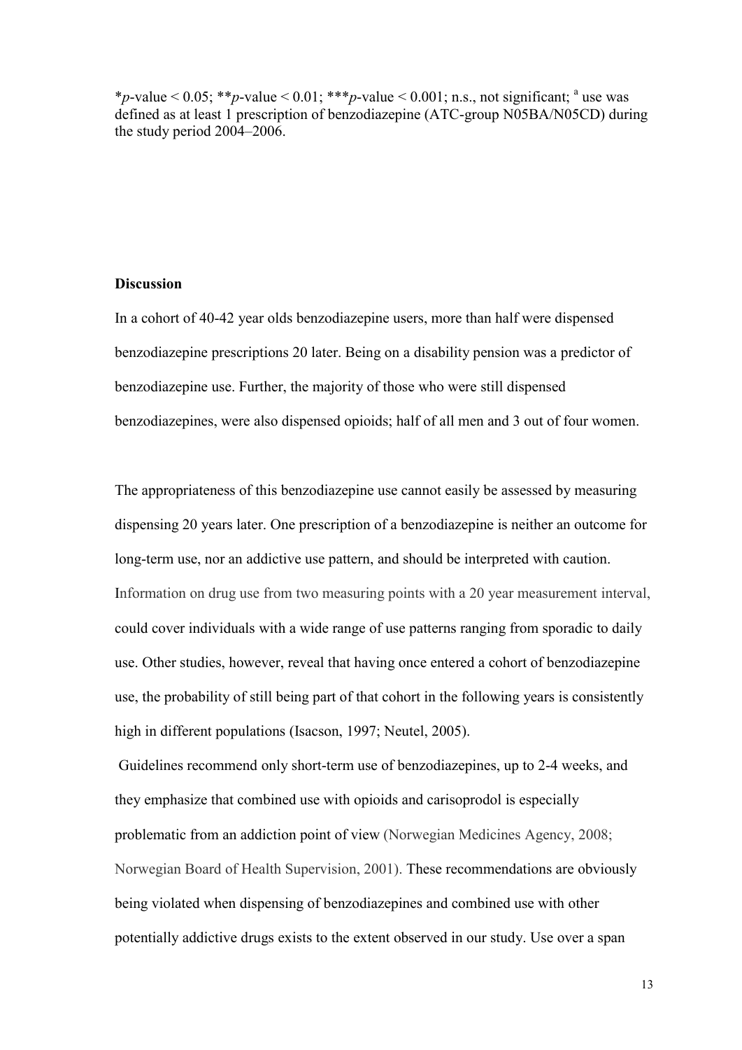*$p$-value < 0.05; **$p$-value < 0.01; ***$p$-value < 0.001; n.s., not significant; [a] use was defined as at least 1 prescription of benzodiazepine (ATC-group N05BA/N05CD) during the study period 2004–2006.

**Discussion**

In a cohort of 40-42 year olds benzodiazepine users, more than half were dispensed benzodiazepine prescriptions 20 later. Being on a disability pension was a predictor of benzodiazepine use. Further, the majority of those who were still dispensed benzodiazepines, were also dispensed opioids; half of all men and 3 out of four women.

The appropriateness of this benzodiazepine use cannot easily be assessed by measuring dispensing 20 years later. One prescription of a benzodiazepine is neither an outcome for long-term use, nor an addictive use pattern, and should be interpreted with caution. Information on drug use from two measuring points with a 20 year measurement interval, could cover individuals with a wide range of use patterns ranging from sporadic to daily use. Other studies, however, reveal that having once entered a cohort of benzodiazepine use, the probability of still being part of that cohort in the following years is consistently high in different populations (Isacson, 1997; Neutel, 2005).

Guidelines recommend only short-term use of benzodiazepines, up to 2-4 weeks, and they emphasize that combined use with opioids and carisoprodol is especially problematic from an addiction point of view (Norwegian Medicines Agency, 2008; Norwegian Board of Health Supervision, 2001). These recommendations are obviously being violated when dispensing of benzodiazepines and combined use with other potentially addictive drugs exists to the extent observed in our study. Use over a span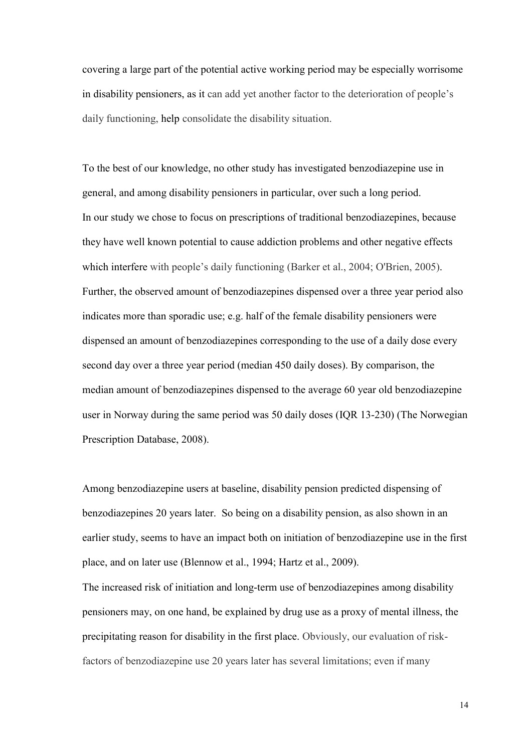covering a large part of the potential active working period may be especially worrisome in disability pensioners, as it can add yet another factor to the deterioration of people's daily functioning, help consolidate the disability situation.

To the best of our knowledge, no other study has investigated benzodiazepine use in general, and among disability pensioners in particular, over such a long period. In our study we chose to focus on prescriptions of traditional benzodiazepines, because they have well known potential to cause addiction problems and other negative effects which interfere with people's daily functioning (Barker et al., 2004; O'Brien, 2005). Further, the observed amount of benzodiazepines dispensed over a three year period also indicates more than sporadic use; e.g. half of the female disability pensioners were dispensed an amount of benzodiazepines corresponding to the use of a daily dose every second day over a three year period (median 450 daily doses). By comparison, the median amount of benzodiazepines dispensed to the average 60 year old benzodiazepine user in Norway during the same period was 50 daily doses (IQR 13-230) (The Norwegian Prescription Database, 2008).

Among benzodiazepine users at baseline, disability pension predicted dispensing of benzodiazepines 20 years later. So being on a disability pension, as also shown in an earlier study, seems to have an impact both on initiation of benzodiazepine use in the first place, and on later use (Blennow et al., 1994; Hartz et al., 2009).
The increased risk of initiation and long-term use of benzodiazepines among disability pensioners may, on one hand, be explained by drug use as a proxy of mental illness, the precipitating reason for disability in the first place. Obviously, our evaluation of risk-factors of benzodiazepine use 20 years later has several limitations; even if many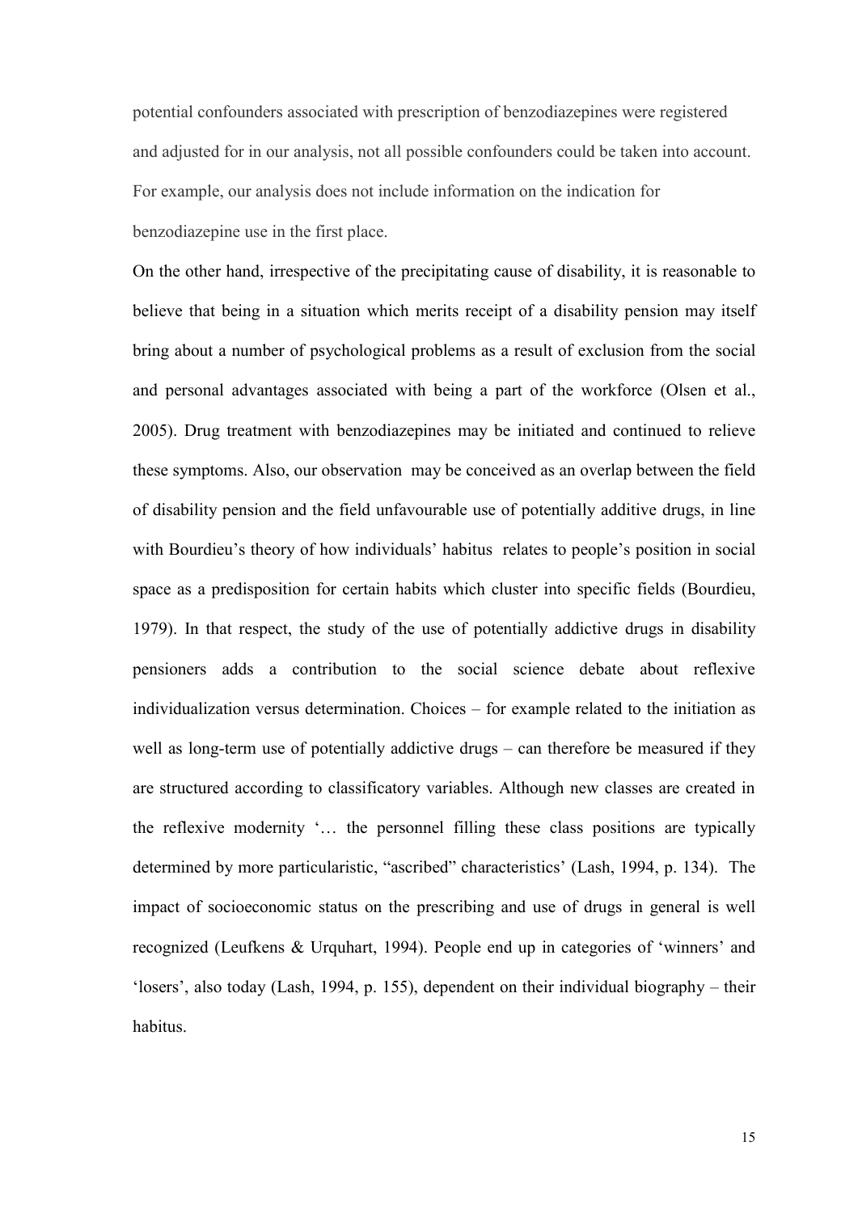potential confounders associated with prescription of benzodiazepines were registered and adjusted for in our analysis, not all possible confounders could be taken into account. For example, our analysis does not include information on the indication for benzodiazepine use in the first place.

On the other hand, irrespective of the precipitating cause of disability, it is reasonable to believe that being in a situation which merits receipt of a disability pension may itself bring about a number of psychological problems as a result of exclusion from the social and personal advantages associated with being a part of the workforce (Olsen et al., 2005). Drug treatment with benzodiazepines may be initiated and continued to relieve these symptoms. Also, our observation may be conceived as an overlap between the field of disability pension and the field unfavourable use of potentially additive drugs, in line with Bourdieu's theory of how individuals' habitus relates to people's position in social space as a predisposition for certain habits which cluster into specific fields (Bourdieu, 1979). In that respect, the study of the use of potentially addictive drugs in disability pensioners adds a contribution to the social science debate about reflexive individualization versus determination. Choices – for example related to the initiation as well as long-term use of potentially addictive drugs – can therefore be measured if they are structured according to classificatory variables. Although new classes are created in the reflexive modernity '… the personnel filling these class positions are typically determined by more particularistic, "ascribed" characteristics' (Lash, 1994, p. 134). The impact of socioeconomic status on the prescribing and use of drugs in general is well recognized (Leufkens & Urquhart, 1994). People end up in categories of 'winners' and 'losers', also today (Lash, 1994, p. 155), dependent on their individual biography – their habitus.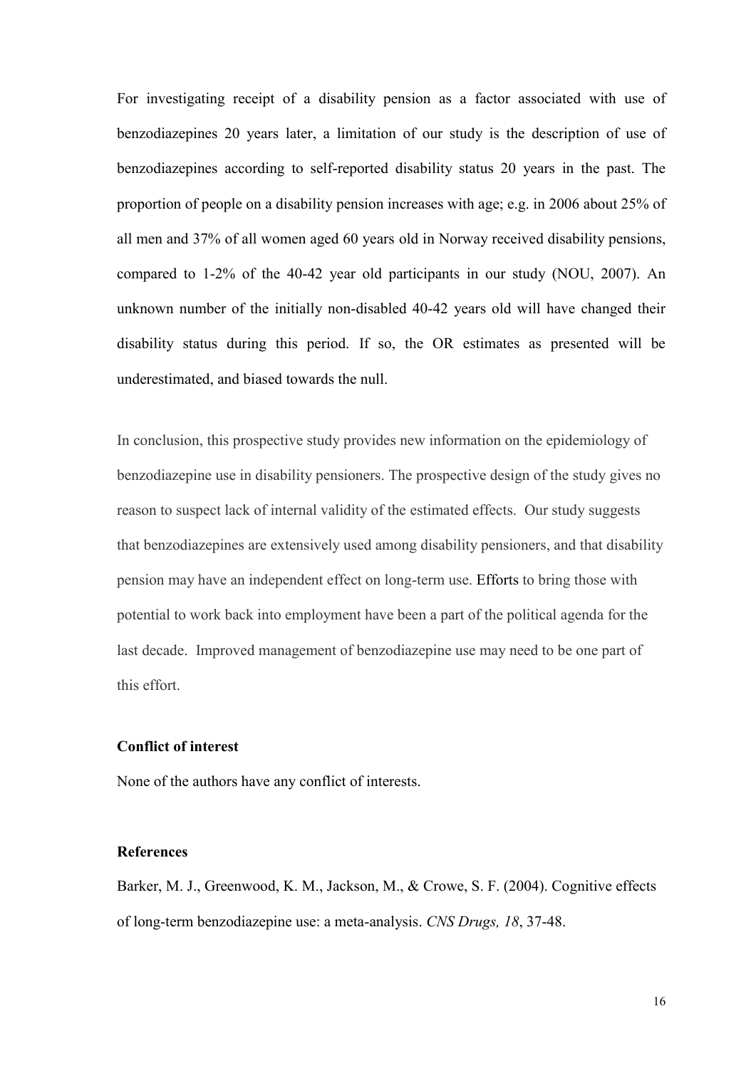For investigating receipt of a disability pension as a factor associated with use of benzodiazepines 20 years later, a limitation of our study is the description of use of benzodiazepines according to self-reported disability status 20 years in the past. The proportion of people on a disability pension increases with age; e.g. in 2006 about 25% of all men and 37% of all women aged 60 years old in Norway received disability pensions, compared to 1-2% of the 40-42 year old participants in our study (NOU, 2007). An unknown number of the initially non-disabled 40-42 years old will have changed their disability status during this period. If so, the OR estimates as presented will be underestimated, and biased towards the null.

In conclusion, this prospective study provides new information on the epidemiology of benzodiazepine use in disability pensioners. The prospective design of the study gives no reason to suspect lack of internal validity of the estimated effects. Our study suggests that benzodiazepines are extensively used among disability pensioners, and that disability pension may have an independent effect on long-term use. Efforts to bring those with potential to work back into employment have been a part of the political agenda for the last decade. Improved management of benzodiazepine use may need to be one part of this effort.

**Conflict of interest**

None of the authors have any conflict of interests.

**References**

Barker, M. J., Greenwood, K. M., Jackson, M., & Crowe, S. F. (2004). Cognitive effects of long-term benzodiazepine use: a meta-analysis. *CNS Drugs, 18*, 37-48.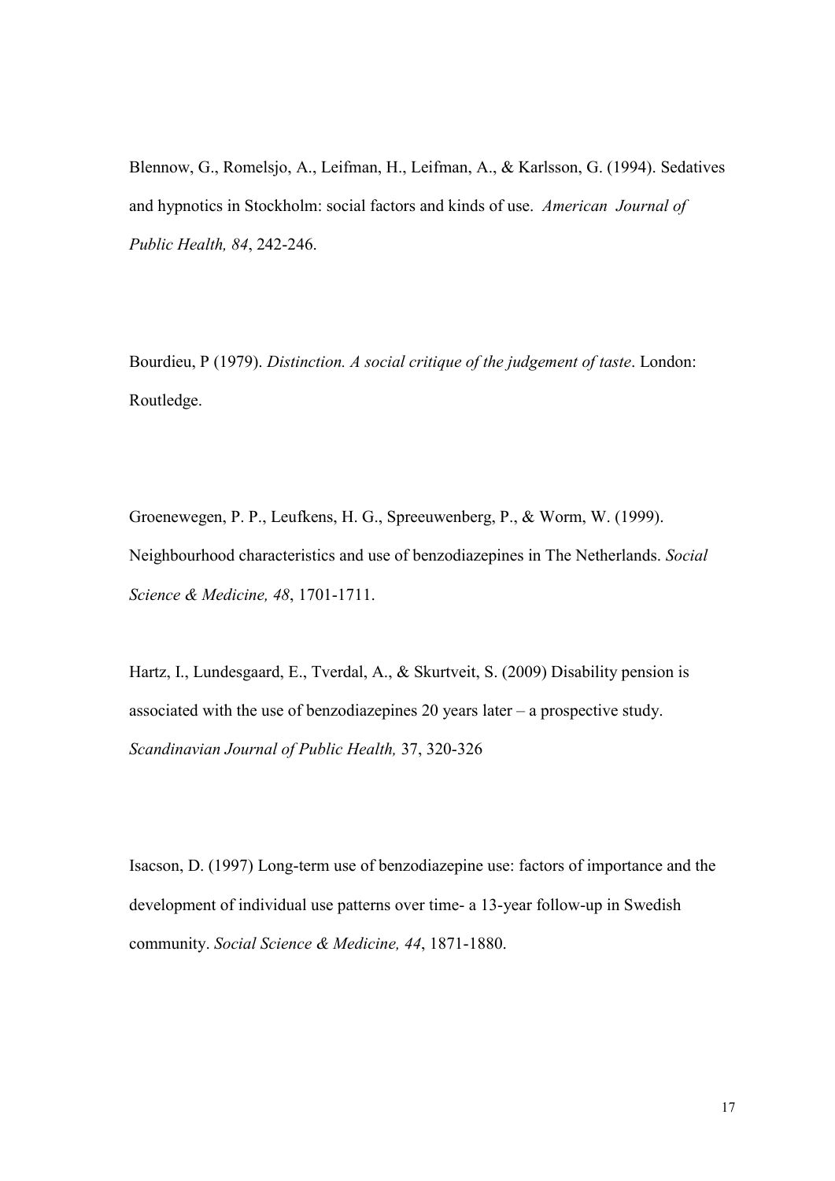Blennow, G., Romelsjo, A., Leifman, H., Leifman, A., & Karlsson, G. (1994). Sedatives and hypnotics in Stockholm: social factors and kinds of use. *American Journal of Public Health, 84*, 242-246.

Bourdieu, P (1979). *Distinction. A social critique of the judgement of taste*. London: Routledge.

Groenewegen, P. P., Leufkens, H. G., Spreeuwenberg, P., & Worm, W. (1999). Neighbourhood characteristics and use of benzodiazepines in The Netherlands. *Social Science & Medicine, 48*, 1701-1711.

Hartz, I., Lundesgaard, E., Tverdal, A., & Skurtveit, S. (2009) Disability pension is associated with the use of benzodiazepines 20 years later – a prospective study. *Scandinavian Journal of Public Health,* 37, 320-326

Isacson, D. (1997) Long-term use of benzodiazepine use: factors of importance and the development of individual use patterns over time- a 13-year follow-up in Swedish community. *Social Science & Medicine, 44*, 1871-1880.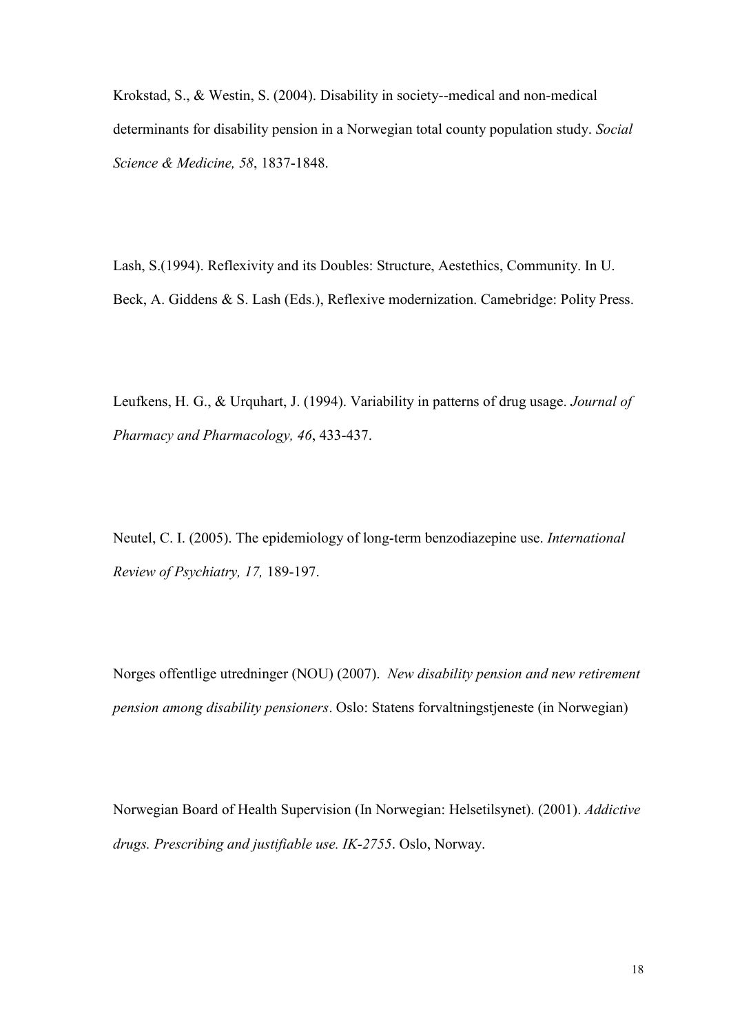Krokstad, S., & Westin, S. (2004). Disability in society--medical and non-medical determinants for disability pension in a Norwegian total county population study. *Social Science & Medicine, 58*, 1837-1848.

Lash, S.(1994). Reflexivity and its Doubles: Structure, Aestethics, Community. In U. Beck, A. Giddens & S. Lash (Eds.), Reflexive modernization. Camebridge: Polity Press.

Leufkens, H. G., & Urquhart, J. (1994). Variability in patterns of drug usage. *Journal of Pharmacy and Pharmacology, 46*, 433-437.

Neutel, C. I. (2005). The epidemiology of long-term benzodiazepine use. *International Review of Psychiatry, 17,* 189-197.

Norges offentlige utredninger (NOU) (2007). *New disability pension and new retirement pension among disability pensioners*. Oslo: Statens forvaltningstjeneste (in Norwegian)

Norwegian Board of Health Supervision (In Norwegian: Helsetilsynet). (2001). *Addictive drugs. Prescribing and justifiable use. IK-2755*. Oslo, Norway.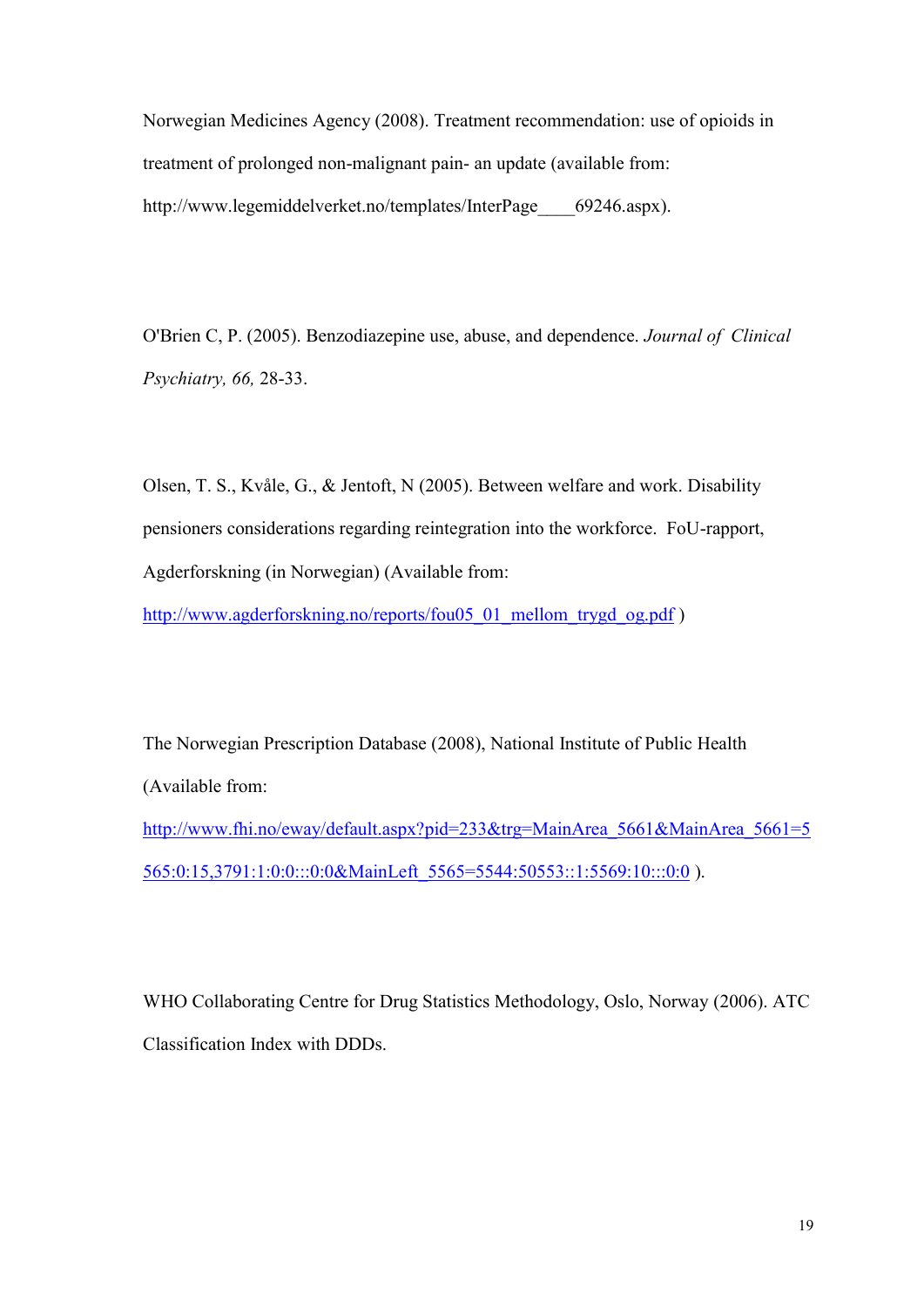Norwegian Medicines Agency (2008). Treatment recommendation: use of opioids in treatment of prolonged non-malignant pain- an update (available from: http://www.legemiddelverket.no/templates/InterPage____69246.aspx).

O'Brien C, P. (2005). Benzodiazepine use, abuse, and dependence. *Journal of Clinical Psychiatry, 66,* 28-33.

Olsen, T. S., Kvåle, G., & Jentoft, N (2005). Between welfare and work. Disability pensioners considerations regarding reintegration into the workforce. FoU-rapport, Agderforskning (in Norwegian) (Available from: http://www.agderforskning.no/reports/fou05_01_mellom_trygd_og.pdf )

The Norwegian Prescription Database (2008), National Institute of Public Health (Available from: http://www.fhi.no/eway/default.aspx?pid=233&trg=MainArea_5661&MainArea_5661=5565:0:15,3791:1:0:0:::0:0&MainLeft_5565=5544:50553::1:5569:10:::0:0 ).

WHO Collaborating Centre for Drug Statistics Methodology, Oslo, Norway (2006). ATC Classification Index with DDDs.